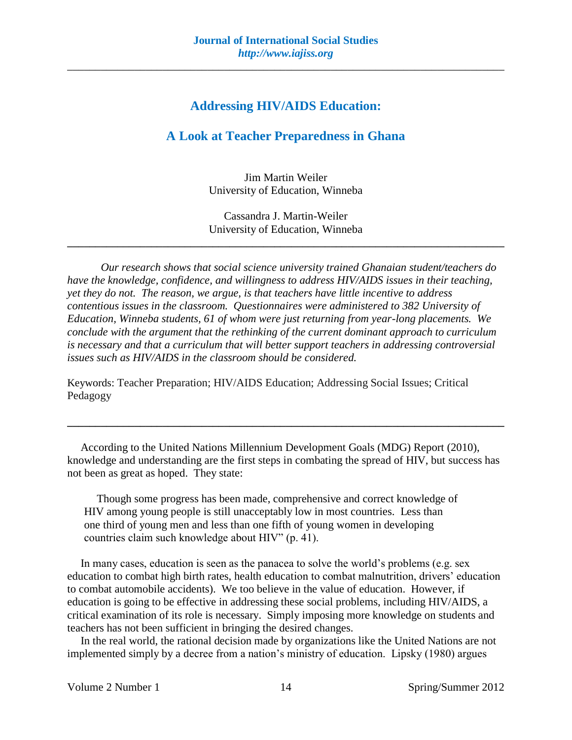# Addressing HIV/AIDS Education:

# A Look at Teacher Preparedness in Ghana

Jim Martin Weiler
University of Education, Winneba

Cassandra J. Martin-Weiler
University of Education, Winneba

---

*Our research shows that social science university trained Ghanaian student/teachers do have the knowledge, confidence, and willingness to address HIV/AIDS issues in their teaching, yet they do not. The reason, we argue, is that teachers have little incentive to address contentious issues in the classroom. Questionnaires were administered to 382 University of Education, Winneba students, 61 of whom were just returning from year-long placements. We conclude with the argument that the rethinking of the current dominant approach to curriculum is necessary and that a curriculum that will better support teachers in addressing controversial issues such as HIV/AIDS in the classroom should be considered.*

Keywords: Teacher Preparation; HIV/AIDS Education; Addressing Social Issues; Critical Pedagogy

---

According to the United Nations Millennium Development Goals (MDG) Report (2010), knowledge and understanding are the first steps in combating the spread of HIV, but success has not been as great as hoped. They state:

> Though some progress has been made, comprehensive and correct knowledge of HIV among young people is still unacceptably low in most countries. Less than one third of young men and less than one fifth of young women in developing countries claim such knowledge about HIV" (p. 41).

In many cases, education is seen as the panacea to solve the world's problems (e.g. sex education to combat high birth rates, health education to combat malnutrition, drivers' education to combat automobile accidents). We too believe in the value of education. However, if education is going to be effective in addressing these social problems, including HIV/AIDS, a critical examination of its role is necessary. Simply imposing more knowledge on students and teachers has not been sufficient in bringing the desired changes.

In the real world, the rational decision made by organizations like the United Nations are not implemented simply by a decree from a nation's ministry of education. Lipsky (1980) argues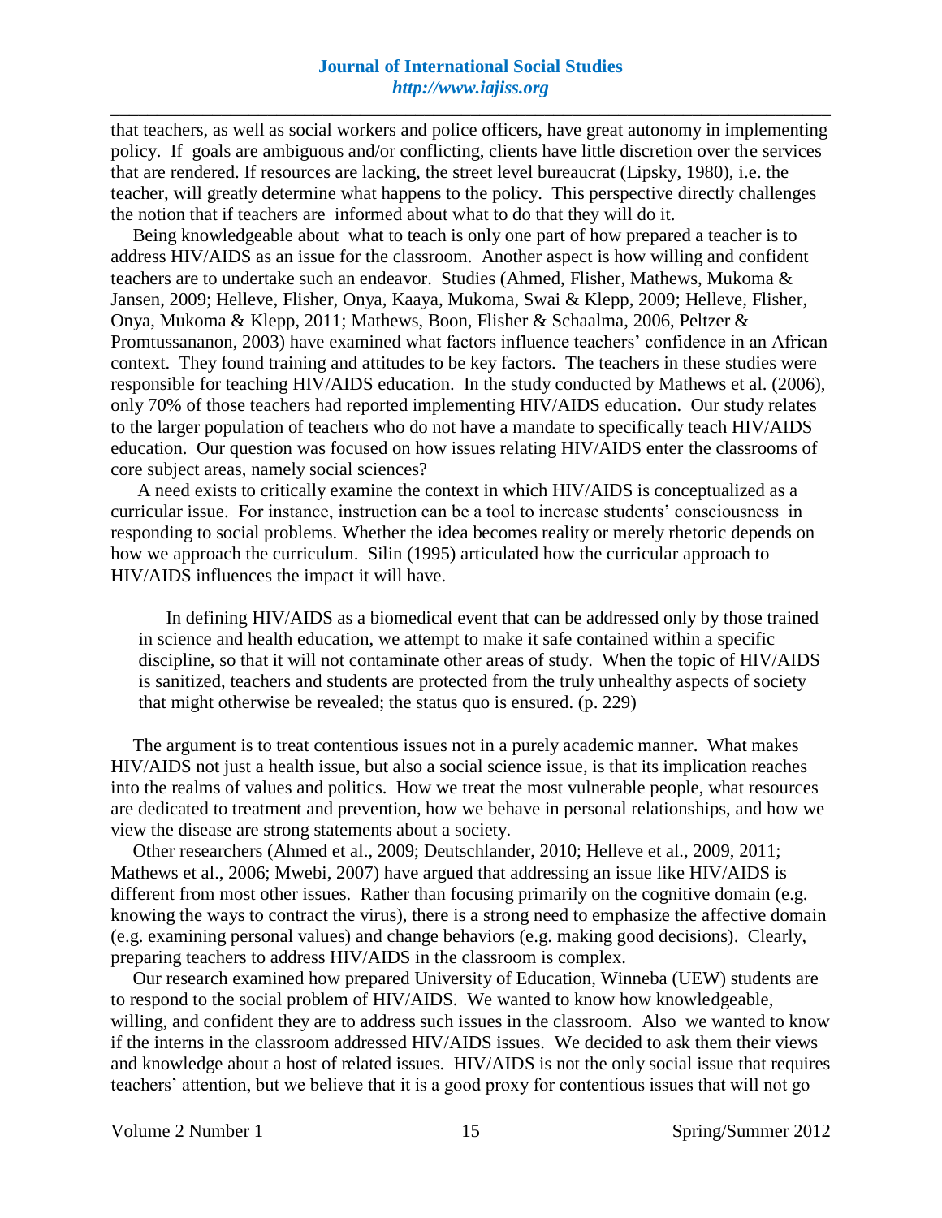that teachers, as well as social workers and police officers, have great autonomy in implementing policy. If goals are ambiguous and/or conflicting, clients have little discretion over the services that are rendered. If resources are lacking, the street level bureaucrat (Lipsky, 1980), i.e. the teacher, will greatly determine what happens to the policy. This perspective directly challenges the notion that if teachers are informed about what to do that they will do it.

Being knowledgeable about what to teach is only one part of how prepared a teacher is to address HIV/AIDS as an issue for the classroom. Another aspect is how willing and confident teachers are to undertake such an endeavor. Studies (Ahmed, Flisher, Mathews, Mukoma & Jansen, 2009; Helleve, Flisher, Onya, Kaaya, Mukoma, Swai & Klepp, 2009; Helleve, Flisher, Onya, Mukoma & Klepp, 2011; Mathews, Boon, Flisher & Schaalma, 2006, Peltzer & Promtussananon, 2003) have examined what factors influence teachers' confidence in an African context. They found training and attitudes to be key factors. The teachers in these studies were responsible for teaching HIV/AIDS education. In the study conducted by Mathews et al. (2006), only 70% of those teachers had reported implementing HIV/AIDS education. Our study relates to the larger population of teachers who do not have a mandate to specifically teach HIV/AIDS education. Our question was focused on how issues relating HIV/AIDS enter the classrooms of core subject areas, namely social sciences?

A need exists to critically examine the context in which HIV/AIDS is conceptualized as a curricular issue. For instance, instruction can be a tool to increase students' consciousness in responding to social problems. Whether the idea becomes reality or merely rhetoric depends on how we approach the curriculum. Silin (1995) articulated how the curricular approach to HIV/AIDS influences the impact it will have.

> In defining HIV/AIDS as a biomedical event that can be addressed only by those trained in science and health education, we attempt to make it safe contained within a specific discipline, so that it will not contaminate other areas of study. When the topic of HIV/AIDS is sanitized, teachers and students are protected from the truly unhealthy aspects of society that might otherwise be revealed; the status quo is ensured. (p. 229)

The argument is to treat contentious issues not in a purely academic manner. What makes HIV/AIDS not just a health issue, but also a social science issue, is that its implication reaches into the realms of values and politics. How we treat the most vulnerable people, what resources are dedicated to treatment and prevention, how we behave in personal relationships, and how we view the disease are strong statements about a society.

Other researchers (Ahmed et al., 2009; Deutschlander, 2010; Helleve et al., 2009, 2011; Mathews et al., 2006; Mwebi, 2007) have argued that addressing an issue like HIV/AIDS is different from most other issues. Rather than focusing primarily on the cognitive domain (e.g. knowing the ways to contract the virus), there is a strong need to emphasize the affective domain (e.g. examining personal values) and change behaviors (e.g. making good decisions). Clearly, preparing teachers to address HIV/AIDS in the classroom is complex.

Our research examined how prepared University of Education, Winneba (UEW) students are to respond to the social problem of HIV/AIDS. We wanted to know how knowledgeable, willing, and confident they are to address such issues in the classroom. Also we wanted to know if the interns in the classroom addressed HIV/AIDS issues. We decided to ask them their views and knowledge about a host of related issues. HIV/AIDS is not the only social issue that requires teachers' attention, but we believe that it is a good proxy for contentious issues that will not go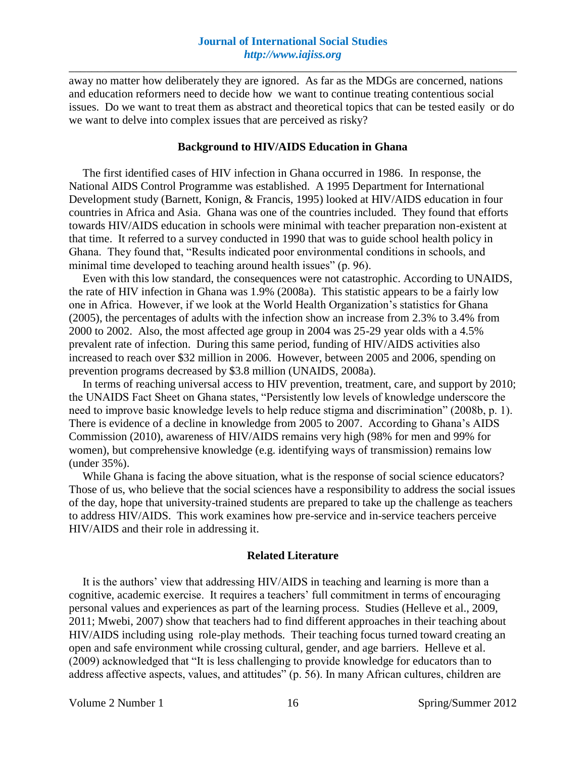away no matter how deliberately they are ignored. As far as the MDGs are concerned, nations and education reformers need to decide how we want to continue treating contentious social issues. Do we want to treat them as abstract and theoretical topics that can be tested easily or do we want to delve into complex issues that are perceived as risky?

## Background to HIV/AIDS Education in Ghana

The first identified cases of HIV infection in Ghana occurred in 1986. In response, the National AIDS Control Programme was established. A 1995 Department for International Development study (Barnett, Konign, & Francis, 1995) looked at HIV/AIDS education in four countries in Africa and Asia. Ghana was one of the countries included. They found that efforts towards HIV/AIDS education in schools were minimal with teacher preparation non-existent at that time. It referred to a survey conducted in 1990 that was to guide school health policy in Ghana. They found that, "Results indicated poor environmental conditions in schools, and minimal time developed to teaching around health issues" (p. 96).

Even with this low standard, the consequences were not catastrophic. According to UNAIDS, the rate of HIV infection in Ghana was 1.9% (2008a). This statistic appears to be a fairly low one in Africa. However, if we look at the World Health Organization's statistics for Ghana (2005), the percentages of adults with the infection show an increase from 2.3% to 3.4% from 2000 to 2002. Also, the most affected age group in 2004 was 25-29 year olds with a 4.5% prevalent rate of infection. During this same period, funding of HIV/AIDS activities also increased to reach over $32 million in 2006. However, between 2005 and 2006, spending on prevention programs decreased by $3.8 million (UNAIDS, 2008a).

In terms of reaching universal access to HIV prevention, treatment, care, and support by 2010; the UNAIDS Fact Sheet on Ghana states, "Persistently low levels of knowledge underscore the need to improve basic knowledge levels to help reduce stigma and discrimination" (2008b, p. 1). There is evidence of a decline in knowledge from 2005 to 2007. According to Ghana's AIDS Commission (2010), awareness of HIV/AIDS remains very high (98% for men and 99% for women), but comprehensive knowledge (e.g. identifying ways of transmission) remains low (under 35%).

While Ghana is facing the above situation, what is the response of social science educators? Those of us, who believe that the social sciences have a responsibility to address the social issues of the day, hope that university-trained students are prepared to take up the challenge as teachers to address HIV/AIDS. This work examines how pre-service and in-service teachers perceive HIV/AIDS and their role in addressing it.

## Related Literature

It is the authors' view that addressing HIV/AIDS in teaching and learning is more than a cognitive, academic exercise. It requires a teachers' full commitment in terms of encouraging personal values and experiences as part of the learning process. Studies (Helleve et al., 2009, 2011; Mwebi, 2007) show that teachers had to find different approaches in their teaching about HIV/AIDS including using role-play methods. Their teaching focus turned toward creating an open and safe environment while crossing cultural, gender, and age barriers. Helleve et al. (2009) acknowledged that "It is less challenging to provide knowledge for educators than to address affective aspects, values, and attitudes" (p. 56). In many African cultures, children are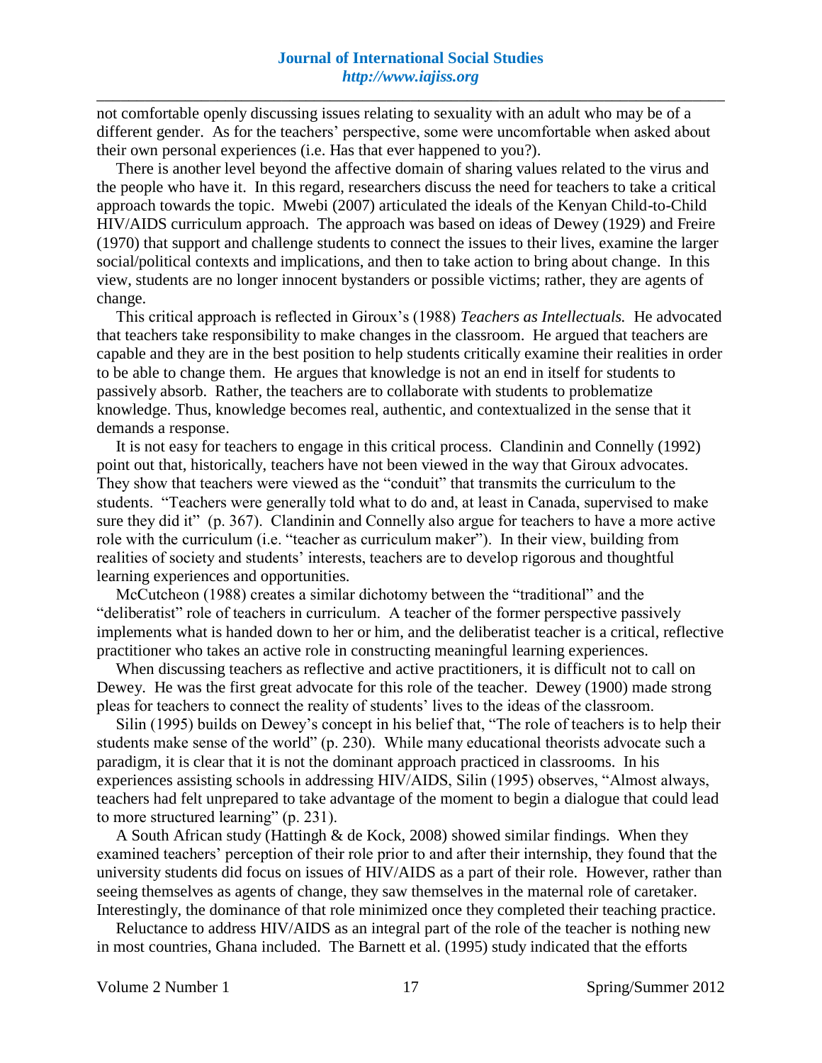not comfortable openly discussing issues relating to sexuality with an adult who may be of a different gender. As for the teachers' perspective, some were uncomfortable when asked about their own personal experiences (i.e. Has that ever happened to you?).

There is another level beyond the affective domain of sharing values related to the virus and the people who have it. In this regard, researchers discuss the need for teachers to take a critical approach towards the topic. Mwebi (2007) articulated the ideals of the Kenyan Child-to-Child HIV/AIDS curriculum approach. The approach was based on ideas of Dewey (1929) and Freire (1970) that support and challenge students to connect the issues to their lives, examine the larger social/political contexts and implications, and then to take action to bring about change. In this view, students are no longer innocent bystanders or possible victims; rather, they are agents of change.

This critical approach is reflected in Giroux's (1988) *Teachers as Intellectuals.* He advocated that teachers take responsibility to make changes in the classroom. He argued that teachers are capable and they are in the best position to help students critically examine their realities in order to be able to change them. He argues that knowledge is not an end in itself for students to passively absorb. Rather, the teachers are to collaborate with students to problematize knowledge. Thus, knowledge becomes real, authentic, and contextualized in the sense that it demands a response.

It is not easy for teachers to engage in this critical process. Clandinin and Connelly (1992) point out that, historically, teachers have not been viewed in the way that Giroux advocates. They show that teachers were viewed as the "conduit" that transmits the curriculum to the students. "Teachers were generally told what to do and, at least in Canada, supervised to make sure they did it" (p. 367). Clandinin and Connelly also argue for teachers to have a more active role with the curriculum (i.e. "teacher as curriculum maker"). In their view, building from realities of society and students' interests, teachers are to develop rigorous and thoughtful learning experiences and opportunities.

McCutcheon (1988) creates a similar dichotomy between the "traditional" and the "deliberatist" role of teachers in curriculum. A teacher of the former perspective passively implements what is handed down to her or him, and the deliberatist teacher is a critical, reflective practitioner who takes an active role in constructing meaningful learning experiences.

When discussing teachers as reflective and active practitioners, it is difficult not to call on Dewey. He was the first great advocate for this role of the teacher. Dewey (1900) made strong pleas for teachers to connect the reality of students' lives to the ideas of the classroom.

Silin (1995) builds on Dewey's concept in his belief that, "The role of teachers is to help their students make sense of the world" (p. 230). While many educational theorists advocate such a paradigm, it is clear that it is not the dominant approach practiced in classrooms. In his experiences assisting schools in addressing HIV/AIDS, Silin (1995) observes, "Almost always, teachers had felt unprepared to take advantage of the moment to begin a dialogue that could lead to more structured learning" (p. 231).

A South African study (Hattingh & de Kock, 2008) showed similar findings. When they examined teachers' perception of their role prior to and after their internship, they found that the university students did focus on issues of HIV/AIDS as a part of their role. However, rather than seeing themselves as agents of change, they saw themselves in the maternal role of caretaker. Interestingly, the dominance of that role minimized once they completed their teaching practice.

Reluctance to address HIV/AIDS as an integral part of the role of the teacher is nothing new in most countries, Ghana included. The Barnett et al. (1995) study indicated that the efforts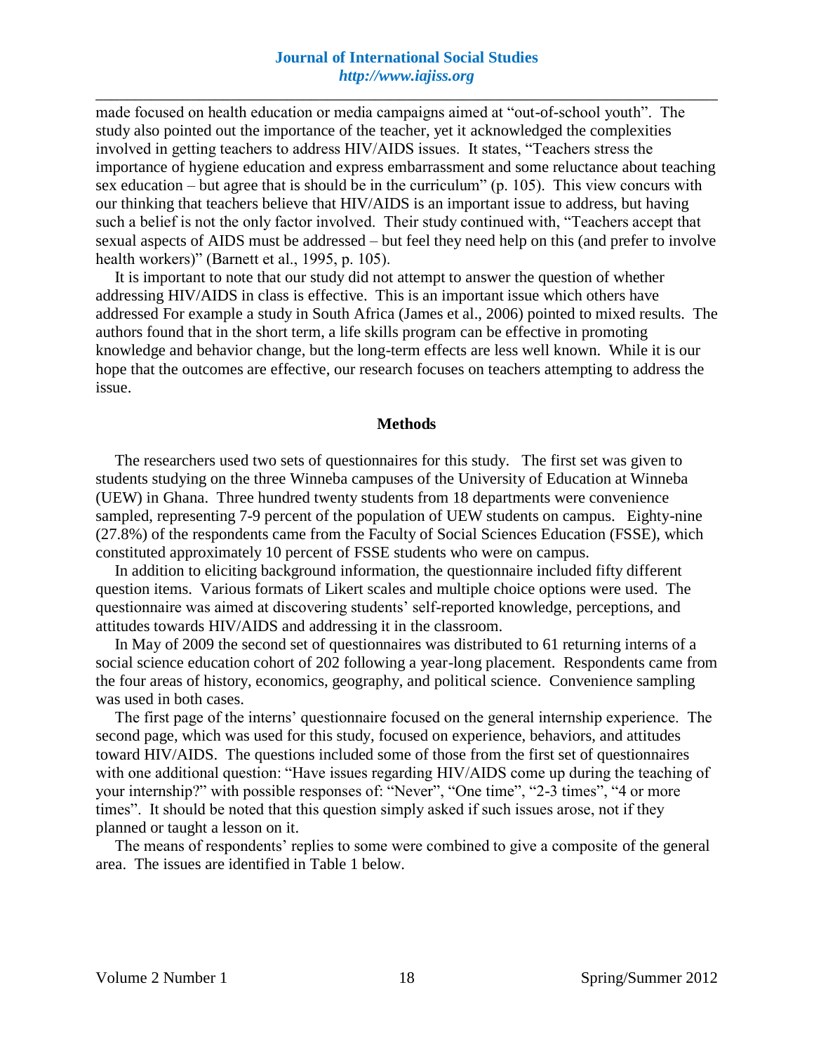made focused on health education or media campaigns aimed at "out-of-school youth". The study also pointed out the importance of the teacher, yet it acknowledged the complexities involved in getting teachers to address HIV/AIDS issues. It states, "Teachers stress the importance of hygiene education and express embarrassment and some reluctance about teaching sex education – but agree that is should be in the curriculum" (p. 105). This view concurs with our thinking that teachers believe that HIV/AIDS is an important issue to address, but having such a belief is not the only factor involved. Their study continued with, "Teachers accept that sexual aspects of AIDS must be addressed – but feel they need help on this (and prefer to involve health workers)" (Barnett et al., 1995, p. 105).

It is important to note that our study did not attempt to answer the question of whether addressing HIV/AIDS in class is effective. This is an important issue which others have addressed For example a study in South Africa (James et al., 2006) pointed to mixed results. The authors found that in the short term, a life skills program can be effective in promoting knowledge and behavior change, but the long-term effects are less well known. While it is our hope that the outcomes are effective, our research focuses on teachers attempting to address the issue.

## Methods

The researchers used two sets of questionnaires for this study. The first set was given to students studying on the three Winneba campuses of the University of Education at Winneba (UEW) in Ghana. Three hundred twenty students from 18 departments were convenience sampled, representing 7-9 percent of the population of UEW students on campus. Eighty-nine (27.8%) of the respondents came from the Faculty of Social Sciences Education (FSSE), which constituted approximately 10 percent of FSSE students who were on campus.

In addition to eliciting background information, the questionnaire included fifty different question items. Various formats of Likert scales and multiple choice options were used. The questionnaire was aimed at discovering students' self-reported knowledge, perceptions, and attitudes towards HIV/AIDS and addressing it in the classroom.

In May of 2009 the second set of questionnaires was distributed to 61 returning interns of a social science education cohort of 202 following a year-long placement. Respondents came from the four areas of history, economics, geography, and political science. Convenience sampling was used in both cases.

The first page of the interns' questionnaire focused on the general internship experience. The second page, which was used for this study, focused on experience, behaviors, and attitudes toward HIV/AIDS. The questions included some of those from the first set of questionnaires with one additional question: "Have issues regarding HIV/AIDS come up during the teaching of your internship?" with possible responses of: "Never", "One time", "2-3 times", "4 or more times". It should be noted that this question simply asked if such issues arose, not if they planned or taught a lesson on it.

The means of respondents' replies to some were combined to give a composite of the general area. The issues are identified in Table 1 below.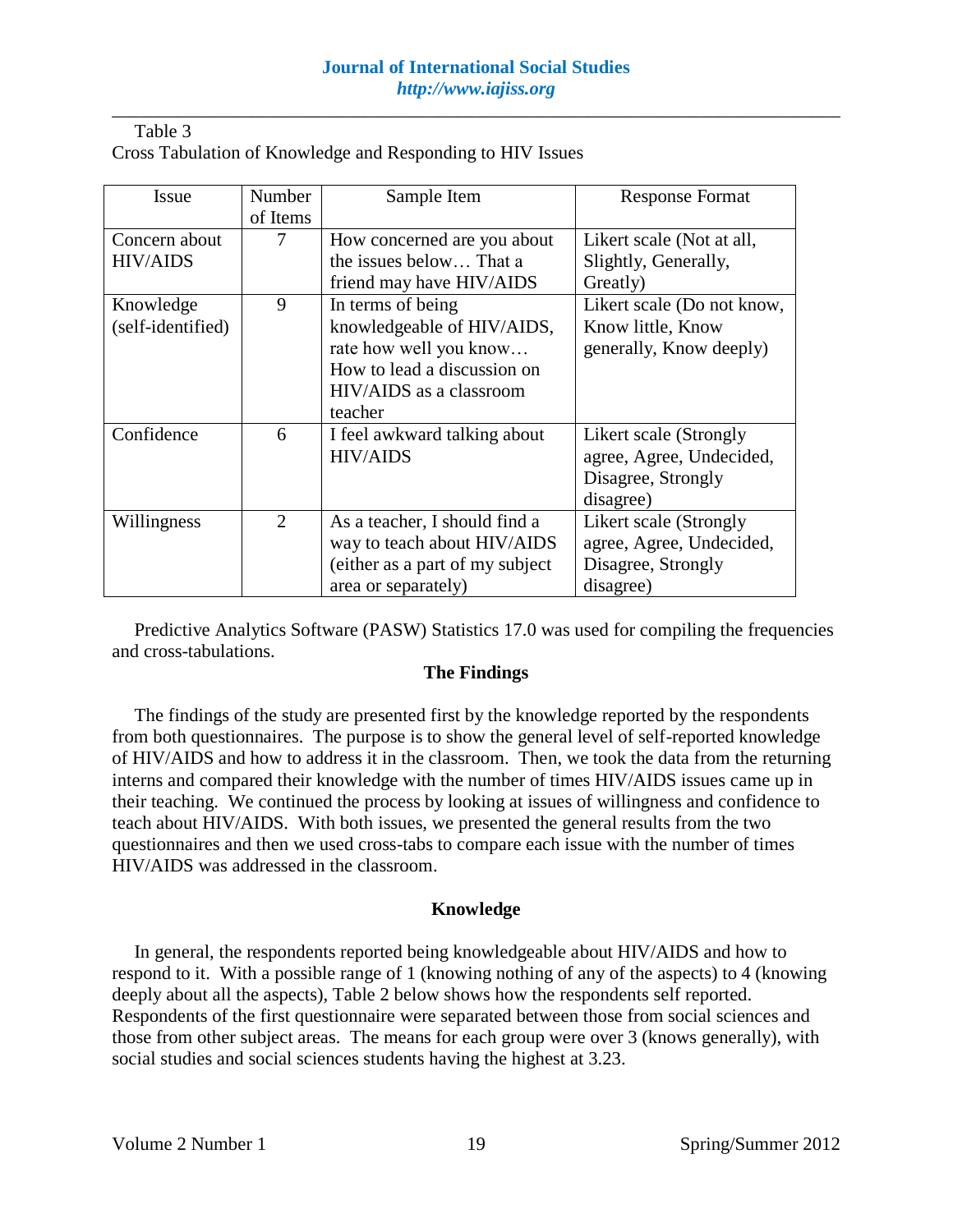Table 3
Cross Tabulation of Knowledge and Responding to HIV Issues

| Issue | Number of Items | Sample Item | Response Format |
|---|---|---|---|
| Concern about HIV/AIDS | 7 | How concerned are you about the issues below… That a friend may have HIV/AIDS | Likert scale (Not at all, Slightly, Generally, Greatly) |
| Knowledge (self-identified) | 9 | In terms of being knowledgeable of HIV/AIDS, rate how well you know… How to lead a discussion on HIV/AIDS as a classroom teacher | Likert scale (Do not know, Know little, Know generally, Know deeply) |
| Confidence | 6 | I feel awkward talking about HIV/AIDS | Likert scale (Strongly agree, Agree, Undecided, Disagree, Strongly disagree) |
| Willingness | 2 | As a teacher, I should find a way to teach about HIV/AIDS (either as a part of my subject area or separately) | Likert scale (Strongly agree, Agree, Undecided, Disagree, Strongly disagree) |

Predictive Analytics Software (PASW) Statistics 17.0 was used for compiling the frequencies and cross-tabulations.

## The Findings

The findings of the study are presented first by the knowledge reported by the respondents from both questionnaires. The purpose is to show the general level of self-reported knowledge of HIV/AIDS and how to address it in the classroom. Then, we took the data from the returning interns and compared their knowledge with the number of times HIV/AIDS issues came up in their teaching. We continued the process by looking at issues of willingness and confidence to teach about HIV/AIDS. With both issues, we presented the general results from the two questionnaires and then we used cross-tabs to compare each issue with the number of times HIV/AIDS was addressed in the classroom.

### Knowledge

In general, the respondents reported being knowledgeable about HIV/AIDS and how to respond to it. With a possible range of 1 (knowing nothing of any of the aspects) to 4 (knowing deeply about all the aspects), Table 2 below shows how the respondents self reported. Respondents of the first questionnaire were separated between those from social sciences and those from other subject areas. The means for each group were over 3 (knows generally), with social studies and social sciences students having the highest at 3.23.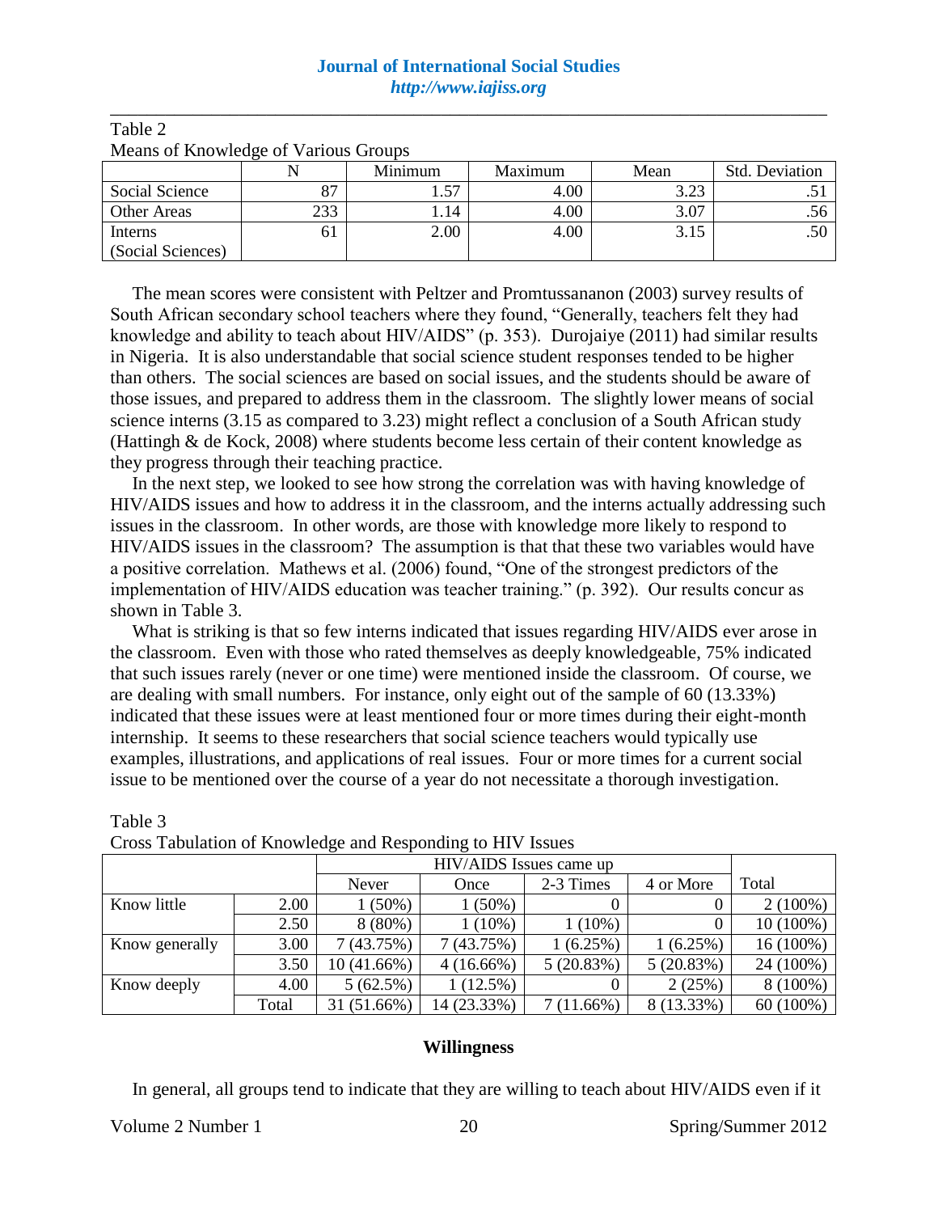Table 2
Means of Knowledge of Various Groups

| | N | Minimum | Maximum | Mean | Std. Deviation |
|---|---|---|---|---|---|
| Social Science | 87 | 1.57 | 4.00 | 3.23 | .51 |
| Other Areas | 233 | 1.14 | 4.00 | 3.07 | .56 |
| Interns (Social Sciences) | 61 | 2.00 | 4.00 | 3.15 | .50 |

The mean scores were consistent with Peltzer and Promtussananon (2003) survey results of South African secondary school teachers where they found, "Generally, teachers felt they had knowledge and ability to teach about HIV/AIDS" (p. 353). Durojaiye (2011) had similar results in Nigeria. It is also understandable that social science student responses tended to be higher than others. The social sciences are based on social issues, and the students should be aware of those issues, and prepared to address them in the classroom. The slightly lower means of social science interns (3.15 as compared to 3.23) might reflect a conclusion of a South African study (Hattingh & de Kock, 2008) where students become less certain of their content knowledge as they progress through their teaching practice.

In the next step, we looked to see how strong the correlation was with having knowledge of HIV/AIDS issues and how to address it in the classroom, and the interns actually addressing such issues in the classroom. In other words, are those with knowledge more likely to respond to HIV/AIDS issues in the classroom? The assumption is that that these two variables would have a positive correlation. Mathews et al. (2006) found, "One of the strongest predictors of the implementation of HIV/AIDS education was teacher training." (p. 392). Our results concur as shown in Table 3.

What is striking is that so few interns indicated that issues regarding HIV/AIDS ever arose in the classroom. Even with those who rated themselves as deeply knowledgeable, 75% indicated that such issues rarely (never or one time) were mentioned inside the classroom. Of course, we are dealing with small numbers. For instance, only eight out of the sample of 60 (13.33%) indicated that these issues were at least mentioned four or more times during their eight-month internship. It seems to these researchers that social science teachers would typically use examples, illustrations, and applications of real issues. Four or more times for a current social issue to be mentioned over the course of a year do not necessitate a thorough investigation.

Table 3
Cross Tabulation of Knowledge and Responding to HIV Issues

| | | HIV/AIDS Issues came up | | | | |
|---|---|---|---|---|---|---|
| | | Never | Once | 2-3 Times | 4 or More | Total |
| Know little | 2.00 | 1 (50%) | 1 (50%) | 0 | 0 | 2 (100%) |
| | 2.50 | 8 (80%) | 1 (10%) | 1 (10%) | 0 | 10 (100%) |
| Know generally | 3.00 | 7 (43.75%) | 7 (43.75%) | 1 (6.25%) | 1 (6.25%) | 16 (100%) |
| | 3.50 | 10 (41.66%) | 4 (16.66%) | 5 (20.83%) | 5 (20.83%) | 24 (100%) |
| Know deeply | 4.00 | 5 (62.5%) | 1 (12.5%) | 0 | 2 (25%) | 8 (100%) |
| | Total | 31 (51.66%) | 14 (23.33%) | 7 (11.66%) | 8 (13.33%) | 60 (100%) |

## Willingness

In general, all groups tend to indicate that they are willing to teach about HIV/AIDS even if it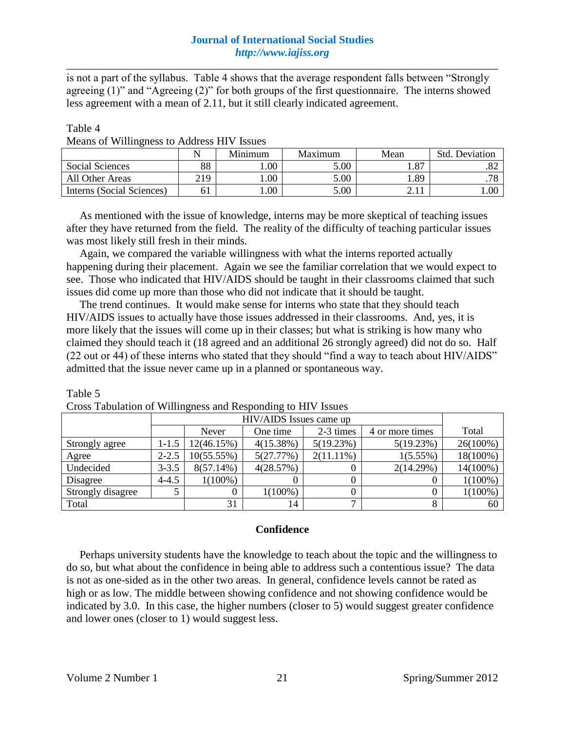is not a part of the syllabus. Table 4 shows that the average respondent falls between "Strongly agreeing (1)" and "Agreeing (2)" for both groups of the first questionnaire. The interns showed less agreement with a mean of 2.11, but it still clearly indicated agreement.

Table 4

Means of Willingness to Address HIV Issues

| | N | Minimum | Maximum | Mean | Std. Deviation |
|---|---|---|---|---|---|
| Social Sciences | 88 | 1.00 | 5.00 | 1.87 | .82 |
| All Other Areas | 219 | 1.00 | 5.00 | 1.89 | .78 |
| Interns (Social Sciences) | 61 | 1.00 | 5.00 | 2.11 | 1.00 |

As mentioned with the issue of knowledge, interns may be more skeptical of teaching issues after they have returned from the field. The reality of the difficulty of teaching particular issues was most likely still fresh in their minds.

Again, we compared the variable willingness with what the interns reported actually happening during their placement. Again we see the familiar correlation that we would expect to see. Those who indicated that HIV/AIDS should be taught in their classrooms claimed that such issues did come up more than those who did not indicate that it should be taught.

The trend continues. It would make sense for interns who state that they should teach HIV/AIDS issues to actually have those issues addressed in their classrooms. And, yes, it is more likely that the issues will come up in their classes; but what is striking is how many who claimed they should teach it (18 agreed and an additional 26 strongly agreed) did not do so. Half (22 out or 44) of these interns who stated that they should "find a way to teach about HIV/AIDS" admitted that the issue never came up in a planned or spontaneous way.

Table 5

Cross Tabulation of Willingness and Responding to HIV Issues

| | | HIV/AIDS Issues came up | | | | |
|---|---|---|---|---|---|---|
| | | Never | One time | 2-3 times | 4 or more times | Total |
| Strongly agree | 1-1.5 | 12(46.15%) | 4(15.38%) | 5(19.23%) | 5(19.23%) | 26(100%) |
| Agree | 2-2.5 | 10(55.55%) | 5(27.77%) | 2(11.11%) | 1(5.55%) | 18(100%) |
| Undecided | 3-3.5 | 8(57.14%) | 4(28.57%) | 0 | 2(14.29%) | 14(100%) |
| Disagree | 4-4.5 | 1(100%) | 0 | 0 | 0 | 1(100%) |
| Strongly disagree | 5 | 0 | 1(100%) | 0 | 0 | 1(100%) |
| Total | | 31 | 14 | 7 | 8 | 60 |

## Confidence

Perhaps university students have the knowledge to teach about the topic and the willingness to do so, but what about the confidence in being able to address such a contentious issue? The data is not as one-sided as in the other two areas. In general, confidence levels cannot be rated as high or as low. The middle between showing confidence and not showing confidence would be indicated by 3.0. In this case, the higher numbers (closer to 5) would suggest greater confidence and lower ones (closer to 1) would suggest less.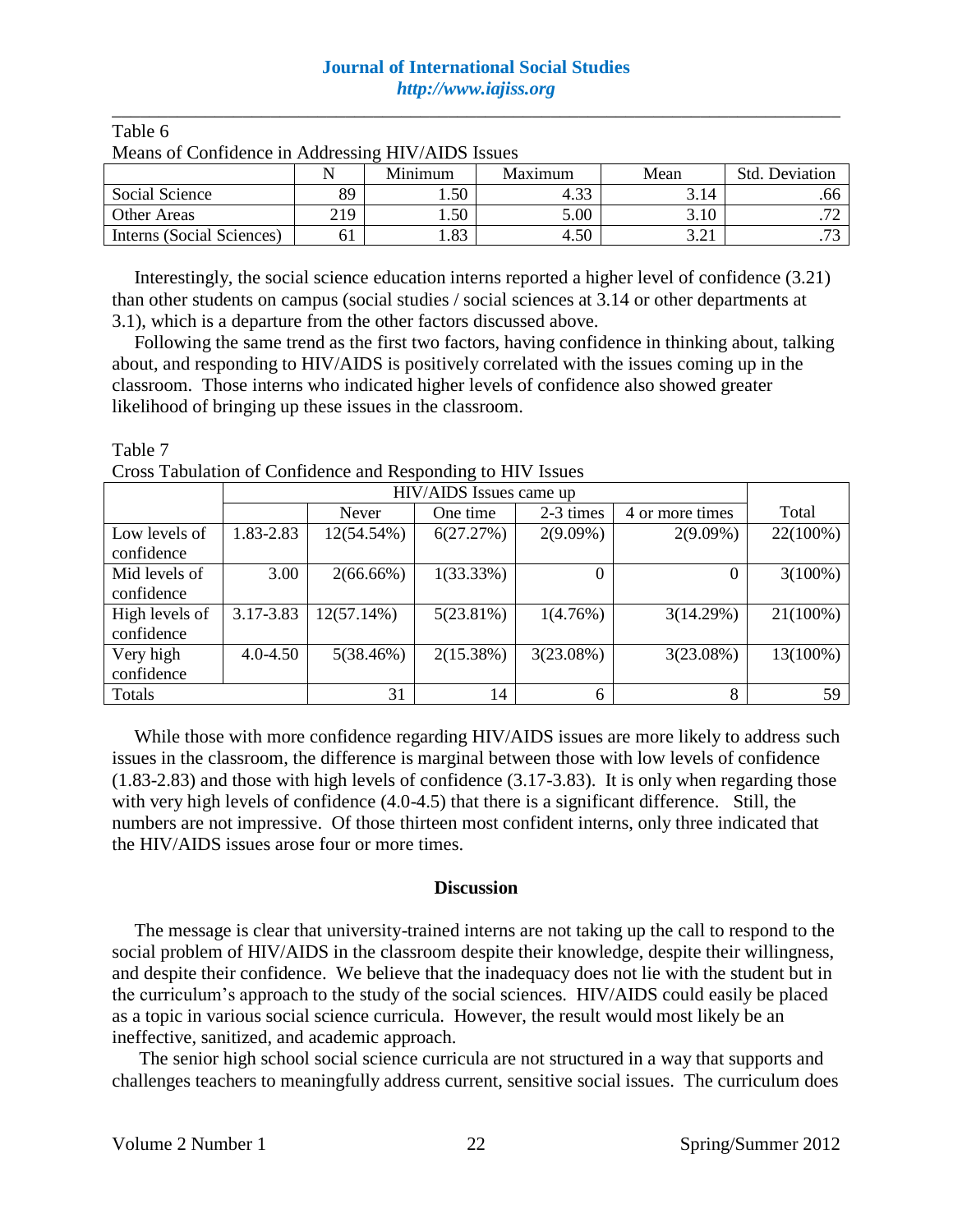Table 6

Means of Confidence in Addressing HIV/AIDS Issues

| | N | Minimum | Maximum | Mean | Std. Deviation |
|---|---|---|---|---|---|
| Social Science | 89 | 1.50 | 4.33 | 3.14 | .66 |
| Other Areas | 219 | 1.50 | 5.00 | 3.10 | .72 |
| Interns (Social Sciences) | 61 | 1.83 | 4.50 | 3.21 | .73 |

Interestingly, the social science education interns reported a higher level of confidence (3.21) than other students on campus (social studies / social sciences at 3.14 or other departments at 3.1), which is a departure from the other factors discussed above.

Following the same trend as the first two factors, having confidence in thinking about, talking about, and responding to HIV/AIDS is positively correlated with the issues coming up in the classroom. Those interns who indicated higher levels of confidence also showed greater likelihood of bringing up these issues in the classroom.

Table 7

Cross Tabulation of Confidence and Responding to HIV Issues

| | HIV/AIDS Issues came up | | | | | Total |
|---|---|---|---|---|---|---|
| | | Never | One time | 2-3 times | 4 or more times | |
| Low levels of confidence | 1.83-2.83 | 12(54.54%) | 6(27.27%) | 2(9.09%) | 2(9.09%) | 22(100%) |
| Mid levels of confidence | 3.00 | 2(66.66%) | 1(33.33%) | 0 | 0 | 3(100%) |
| High levels of confidence | 3.17-3.83 | 12(57.14%) | 5(23.81%) | 1(4.76%) | 3(14.29%) | 21(100%) |
| Very high confidence | 4.0-4.50 | 5(38.46%) | 2(15.38%) | 3(23.08%) | 3(23.08%) | 13(100%) |
| Totals | | 31 | 14 | 6 | 8 | 59 |

While those with more confidence regarding HIV/AIDS issues are more likely to address such issues in the classroom, the difference is marginal between those with low levels of confidence (1.83-2.83) and those with high levels of confidence (3.17-3.83). It is only when regarding those with very high levels of confidence (4.0-4.5) that there is a significant difference. Still, the numbers are not impressive. Of those thirteen most confident interns, only three indicated that the HIV/AIDS issues arose four or more times.

## Discussion

The message is clear that university-trained interns are not taking up the call to respond to the social problem of HIV/AIDS in the classroom despite their knowledge, despite their willingness, and despite their confidence. We believe that the inadequacy does not lie with the student but in the curriculum's approach to the study of the social sciences. HIV/AIDS could easily be placed as a topic in various social science curricula. However, the result would most likely be an ineffective, sanitized, and academic approach.

The senior high school social science curricula are not structured in a way that supports and challenges teachers to meaningfully address current, sensitive social issues. The curriculum does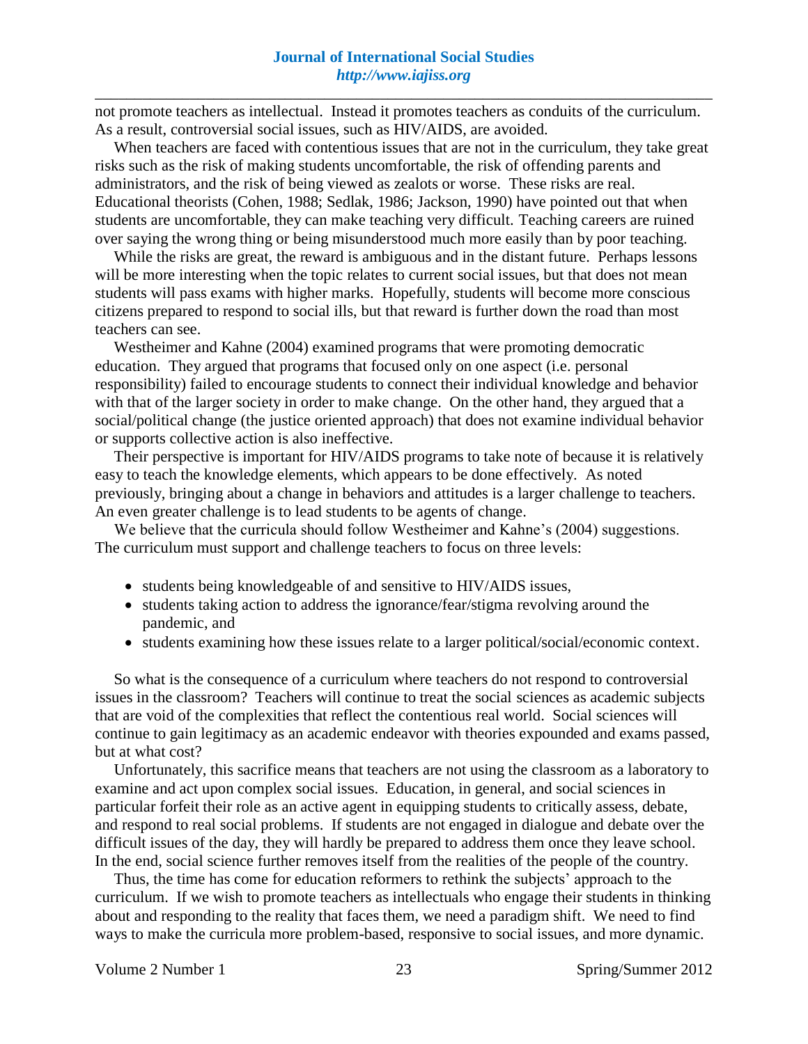not promote teachers as intellectual. Instead it promotes teachers as conduits of the curriculum. As a result, controversial social issues, such as HIV/AIDS, are avoided.

When teachers are faced with contentious issues that are not in the curriculum, they take great risks such as the risk of making students uncomfortable, the risk of offending parents and administrators, and the risk of being viewed as zealots or worse. These risks are real. Educational theorists (Cohen, 1988; Sedlak, 1986; Jackson, 1990) have pointed out that when students are uncomfortable, they can make teaching very difficult. Teaching careers are ruined over saying the wrong thing or being misunderstood much more easily than by poor teaching.

While the risks are great, the reward is ambiguous and in the distant future. Perhaps lessons will be more interesting when the topic relates to current social issues, but that does not mean students will pass exams with higher marks. Hopefully, students will become more conscious citizens prepared to respond to social ills, but that reward is further down the road than most teachers can see.

Westheimer and Kahne (2004) examined programs that were promoting democratic education. They argued that programs that focused only on one aspect (i.e. personal responsibility) failed to encourage students to connect their individual knowledge and behavior with that of the larger society in order to make change. On the other hand, they argued that a social/political change (the justice oriented approach) that does not examine individual behavior or supports collective action is also ineffective.

Their perspective is important for HIV/AIDS programs to take note of because it is relatively easy to teach the knowledge elements, which appears to be done effectively. As noted previously, bringing about a change in behaviors and attitudes is a larger challenge to teachers. An even greater challenge is to lead students to be agents of change.

We believe that the curricula should follow Westheimer and Kahne's (2004) suggestions. The curriculum must support and challenge teachers to focus on three levels:

- students being knowledgeable of and sensitive to HIV/AIDS issues,
- students taking action to address the ignorance/fear/stigma revolving around the pandemic, and
- students examining how these issues relate to a larger political/social/economic context.

So what is the consequence of a curriculum where teachers do not respond to controversial issues in the classroom? Teachers will continue to treat the social sciences as academic subjects that are void of the complexities that reflect the contentious real world. Social sciences will continue to gain legitimacy as an academic endeavor with theories expounded and exams passed, but at what cost?

Unfortunately, this sacrifice means that teachers are not using the classroom as a laboratory to examine and act upon complex social issues. Education, in general, and social sciences in particular forfeit their role as an active agent in equipping students to critically assess, debate, and respond to real social problems. If students are not engaged in dialogue and debate over the difficult issues of the day, they will hardly be prepared to address them once they leave school. In the end, social science further removes itself from the realities of the people of the country.

Thus, the time has come for education reformers to rethink the subjects' approach to the curriculum. If we wish to promote teachers as intellectuals who engage their students in thinking about and responding to the reality that faces them, we need a paradigm shift. We need to find ways to make the curricula more problem-based, responsive to social issues, and more dynamic.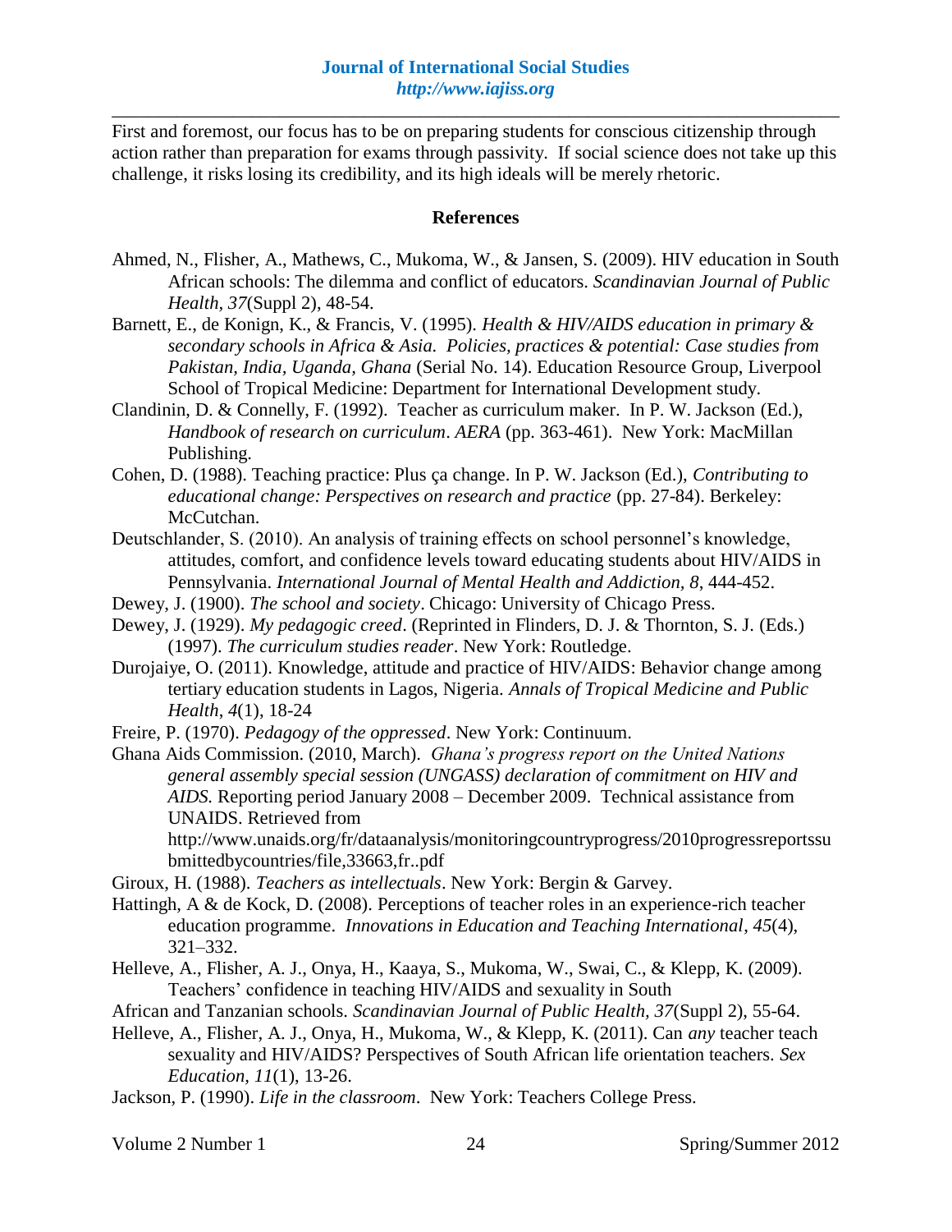First and foremost, our focus has to be on preparing students for conscious citizenship through action rather than preparation for exams through passivity. If social science does not take up this challenge, it risks losing its credibility, and its high ideals will be merely rhetoric.

## References

Ahmed, N., Flisher, A., Mathews, C., Mukoma, W., & Jansen, S. (2009). HIV education in South African schools: The dilemma and conflict of educators. *Scandinavian Journal of Public Health, 37*(Suppl 2), 48-54.

Barnett, E., de Konign, K., & Francis, V. (1995). *Health & HIV/AIDS education in primary & secondary schools in Africa & Asia. Policies, practices & potential: Case studies from Pakistan, India, Uganda, Ghana* (Serial No. 14). Education Resource Group, Liverpool School of Tropical Medicine: Department for International Development study.

Clandinin, D. & Connelly, F. (1992). Teacher as curriculum maker. In P. W. Jackson (Ed.), *Handbook of research on curriculum*. *AERA* (pp. 363-461). New York: MacMillan Publishing.

Cohen, D. (1988). Teaching practice: Plus ça change. In P. W. Jackson (Ed.), *Contributing to educational change: Perspectives on research and practice* (pp. 27-84). Berkeley: McCutchan.

Deutschlander, S. (2010). An analysis of training effects on school personnel's knowledge, attitudes, comfort, and confidence levels toward educating students about HIV/AIDS in Pennsylvania. *International Journal of Mental Health and Addiction, 8*, 444-452.

Dewey, J. (1900). *The school and society*. Chicago: University of Chicago Press.

Dewey, J. (1929). *My pedagogic creed*. (Reprinted in Flinders, D. J. & Thornton, S. J. (Eds.) (1997). *The curriculum studies reader*. New York: Routledge.

Durojaiye, O. (2011). Knowledge, attitude and practice of HIV/AIDS: Behavior change among tertiary education students in Lagos, Nigeria. *Annals of Tropical Medicine and Public Health*, *4*(1), 18-24

Freire, P. (1970). *Pedagogy of the oppressed*. New York: Continuum.

Ghana Aids Commission. (2010, March). *Ghana's progress report on the United Nations general assembly special session (UNGASS) declaration of commitment on HIV and AIDS.* Reporting period January 2008 – December 2009. Technical assistance from UNAIDS. Retrieved from http://www.unaids.org/fr/dataanalysis/monitoringcountryprogress/2010progressreportssubmittedbycountries/file,33663,fr..pdf

Giroux, H. (1988). *Teachers as intellectuals*. New York: Bergin & Garvey.

Hattingh, A & de Kock, D. (2008). Perceptions of teacher roles in an experience-rich teacher education programme. *Innovations in Education and Teaching International*, *45*(4), 321–332.

Helleve, A., Flisher, A. J., Onya, H., Kaaya, S., Mukoma, W., Swai, C., & Klepp, K. (2009). Teachers' confidence in teaching HIV/AIDS and sexuality in South African and Tanzanian schools. *Scandinavian Journal of Public Health, 37*(Suppl 2), 55-64.

Helleve, A., Flisher, A. J., Onya, H., Mukoma, W., & Klepp, K. (2011). Can *any* teacher teach sexuality and HIV/AIDS? Perspectives of South African life orientation teachers. *Sex Education, 11*(1), 13-26.

Jackson, P. (1990). *Life in the classroom*. New York: Teachers College Press.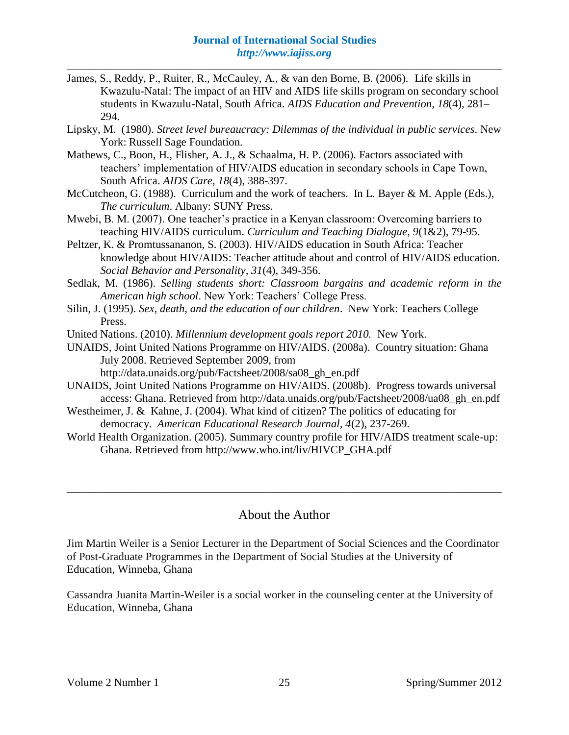James, S., Reddy, P., Ruiter, R., McCauley, A., & van den Borne, B. (2006). Life skills in Kwazulu-Natal: The impact of an HIV and AIDS life skills program on secondary school students in Kwazulu-Natal, South Africa. *AIDS Education and Prevention*, *18*(4), 281–294.

Lipsky, M. (1980). *Street level bureaucracy: Dilemmas of the individual in public services*. New York: Russell Sage Foundation.

Mathews, C., Boon, H., Flisher, A. J., & Schaalma, H. P. (2006). Factors associated with teachers' implementation of HIV/AIDS education in secondary schools in Cape Town, South Africa. *AIDS Care*, *18*(4), 388-397.

McCutcheon, G. (1988). Curriculum and the work of teachers. In L. Bayer & M. Apple (Eds.), *The curriculum*. Albany: SUNY Press.

Mwebi, B. M. (2007). One teacher's practice in a Kenyan classroom: Overcoming barriers to teaching HIV/AIDS curriculum. *Curriculum and Teaching Dialogue, 9*(1&2), 79-95.

Peltzer, K. & Promtussananon, S. (2003). HIV/AIDS education in South Africa: Teacher knowledge about HIV/AIDS: Teacher attitude about and control of HIV/AIDS education. *Social Behavior and Personality, 31*(4), 349-356.

Sedlak, M. (1986). *Selling students short: Classroom bargains and academic reform in the American high school*. New York: Teachers' College Press.

Silin, J. (1995). *Sex, death, and the education of our children*. New York: Teachers College Press.

United Nations. (2010). *Millennium development goals report 2010.* New York.

UNAIDS, Joint United Nations Programme on HIV/AIDS. (2008a). Country situation: Ghana July 2008. Retrieved September 2009, from http://data.unaids.org/pub/Factsheet/2008/sa08_gh_en.pdf

UNAIDS, Joint United Nations Programme on HIV/AIDS. (2008b). Progress towards universal access: Ghana. Retrieved from http://data.unaids.org/pub/Factsheet/2008/ua08_gh_en.pdf

Westheimer, J. & Kahne, J. (2004). What kind of citizen? The politics of educating for democracy. *American Educational Research Journal, 4*(2), 237-269.

World Health Organization. (2005). Summary country profile for HIV/AIDS treatment scale-up: Ghana. Retrieved from http://www.who.int/liv/HIVCP_GHA.pdf

---

## About the Author

Jim Martin Weiler is a Senior Lecturer in the Department of Social Sciences and the Coordinator of Post-Graduate Programmes in the Department of Social Studies at the University of Education, Winneba, Ghana

Cassandra Juanita Martin-Weiler is a social worker in the counseling center at the University of Education, Winneba, Ghana